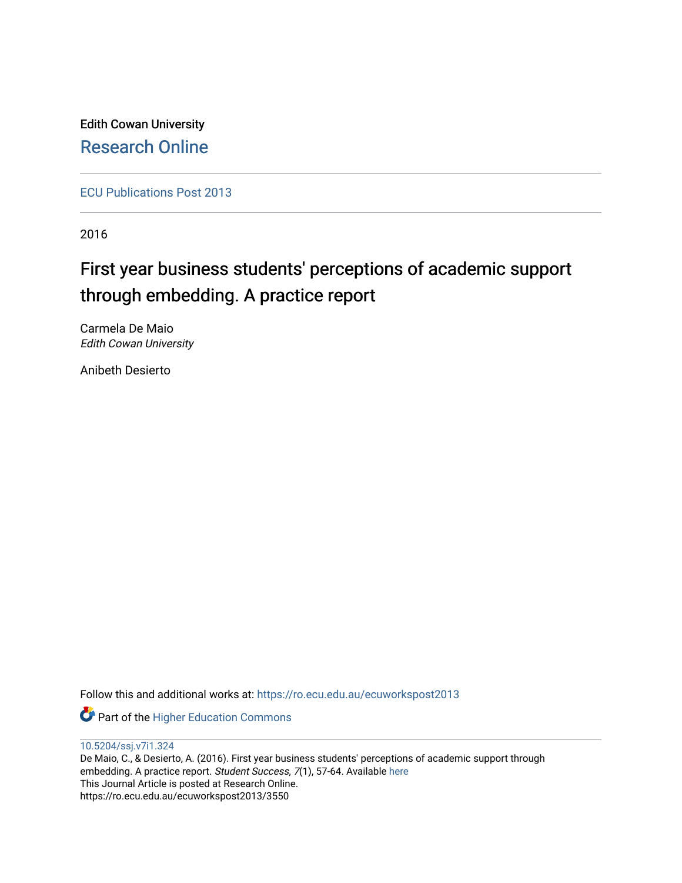Edith Cowan University

Research Online

ECU Publications Post 2013

2016

# First year business students' perceptions of academic support through embedding. A practice report

Carmela De Maio
*Edith Cowan University*

Anibeth Desierto

Follow this and additional works at: https://ro.ecu.edu.au/ecuworkspost2013

Part of the Higher Education Commons

10.5204/ssj.v7i1.324

De Maio, C., & Desierto, A. (2016). First year business students' perceptions of academic support through embedding. A practice report. *Student Success*, *7*(1), 57-64. Available here

This Journal Article is posted at Research Online.

https://ro.ecu.edu.au/ecuworkspost2013/3550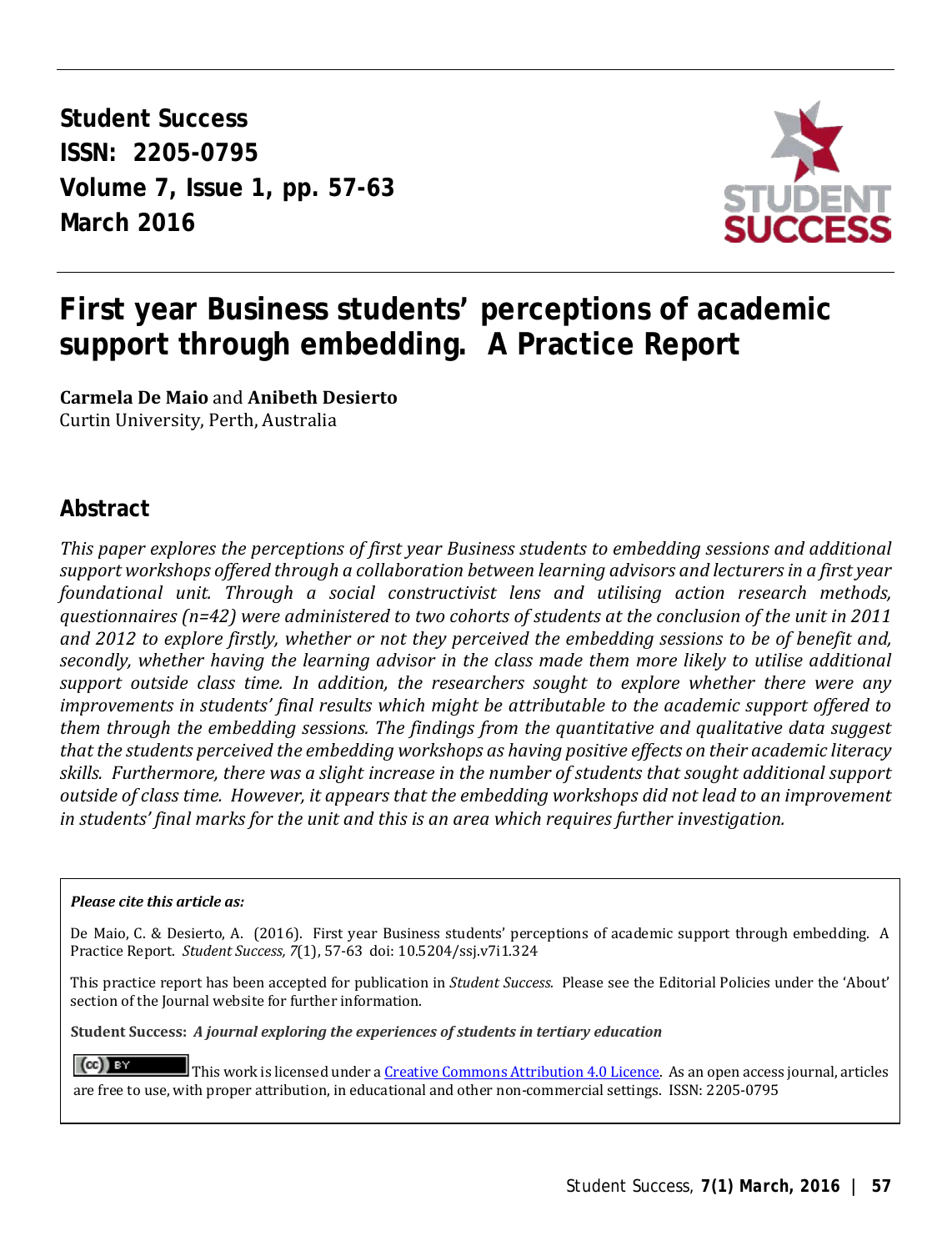# First year Business students' perceptions of academic support through embedding. A Practice Report

**Carmela De Maio** and **Anibeth Desierto**
Curtin University, Perth, Australia

## Abstract

*This paper explores the perceptions of first year Business students to embedding sessions and additional support workshops offered through a collaboration between learning advisors and lecturers in a first year foundational unit. Through a social constructivist lens and utilising action research methods, questionnaires (n=42) were administered to two cohorts of students at the conclusion of the unit in 2011 and 2012 to explore firstly, whether or not they perceived the embedding sessions to be of benefit and, secondly, whether having the learning advisor in the class made them more likely to utilise additional support outside class time. In addition, the researchers sought to explore whether there were any improvements in students' final results which might be attributable to the academic support offered to them through the embedding sessions. The findings from the quantitative and qualitative data suggest that the students perceived the embedding workshops as having positive effects on their academic literacy skills. Furthermore, there was a slight increase in the number of students that sought additional support outside of class time. However, it appears that the embedding workshops did not lead to an improvement in students' final marks for the unit and this is an area which requires further investigation.*

***Please cite this article as:***

De Maio, C. & Desierto, A. (2016). First year Business students' perceptions of academic support through embedding. A Practice Report. *Student Success, 7*(1), 57-63 doi: 10.5204/ssj.v7i1.324

This practice report has been accepted for publication in *Student Success.* Please see the Editorial Policies under the 'About' section of the Journal website for further information.

**Student Success:** ***A journal exploring the experiences of students in tertiary education***

This work is licensed under a Creative Commons Attribution 4.0 Licence. As an open access journal, articles are free to use, with proper attribution, in educational and other non-commercial settings. ISSN: 2205-0795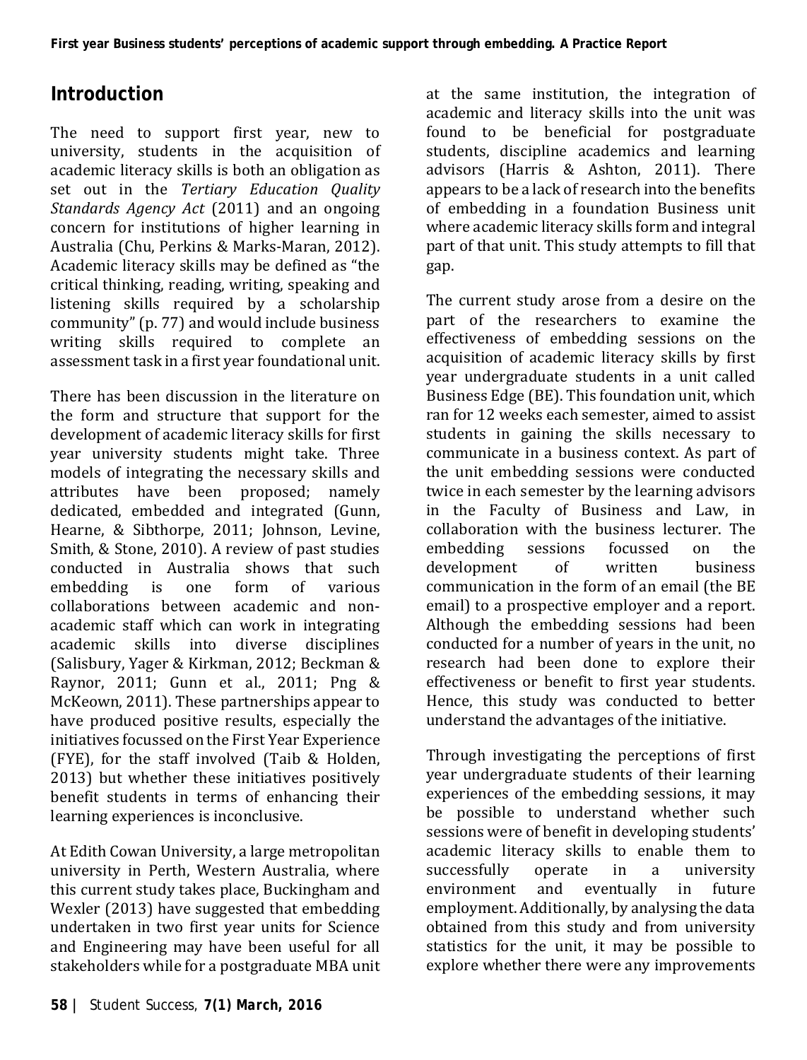## Introduction

The need to support first year, new to university, students in the acquisition of academic literacy skills is both an obligation as set out in the *Tertiary Education Quality Standards Agency Act* (2011) and an ongoing concern for institutions of higher learning in Australia (Chu, Perkins & Marks-Maran, 2012). Academic literacy skills may be defined as "the critical thinking, reading, writing, speaking and listening skills required by a scholarship community" (p. 77) and would include business writing skills required to complete an assessment task in a first year foundational unit.

There has been discussion in the literature on the form and structure that support for the development of academic literacy skills for first year university students might take. Three models of integrating the necessary skills and attributes have been proposed; namely dedicated, embedded and integrated (Gunn, Hearne, & Sibthorpe, 2011; Johnson, Levine, Smith, & Stone, 2010). A review of past studies conducted in Australia shows that such embedding is one form of various collaborations between academic and non-academic staff which can work in integrating academic skills into diverse disciplines (Salisbury, Yager & Kirkman, 2012; Beckman & Raynor, 2011; Gunn et al., 2011; Png & McKeown, 2011). These partnerships appear to have produced positive results, especially the initiatives focussed on the First Year Experience (FYE), for the staff involved (Taib & Holden, 2013) but whether these initiatives positively benefit students in terms of enhancing their learning experiences is inconclusive.

At Edith Cowan University, a large metropolitan university in Perth, Western Australia, where this current study takes place, Buckingham and Wexler (2013) have suggested that embedding undertaken in two first year units for Science and Engineering may have been useful for all stakeholders while for a postgraduate MBA unit at the same institution, the integration of academic and literacy skills into the unit was found to be beneficial for postgraduate students, discipline academics and learning advisors (Harris & Ashton, 2011). There appears to be a lack of research into the benefits of embedding in a foundation Business unit where academic literacy skills form and integral part of that unit. This study attempts to fill that gap.

The current study arose from a desire on the part of the researchers to examine the effectiveness of embedding sessions on the acquisition of academic literacy skills by first year undergraduate students in a unit called Business Edge (BE). This foundation unit, which ran for 12 weeks each semester, aimed to assist students in gaining the skills necessary to communicate in a business context. As part of the unit embedding sessions were conducted twice in each semester by the learning advisors in the Faculty of Business and Law, in collaboration with the business lecturer. The embedding sessions focussed on the development of written business communication in the form of an email (the BE email) to a prospective employer and a report. Although the embedding sessions had been conducted for a number of years in the unit, no research had been done to explore their effectiveness or benefit to first year students. Hence, this study was conducted to better understand the advantages of the initiative.

Through investigating the perceptions of first year undergraduate students of their learning experiences of the embedding sessions, it may be possible to understand whether such sessions were of benefit in developing students' academic literacy skills to enable them to successfully operate in a university environment and eventually in future employment. Additionally, by analysing the data obtained from this study and from university statistics for the unit, it may be possible to explore whether there were any improvements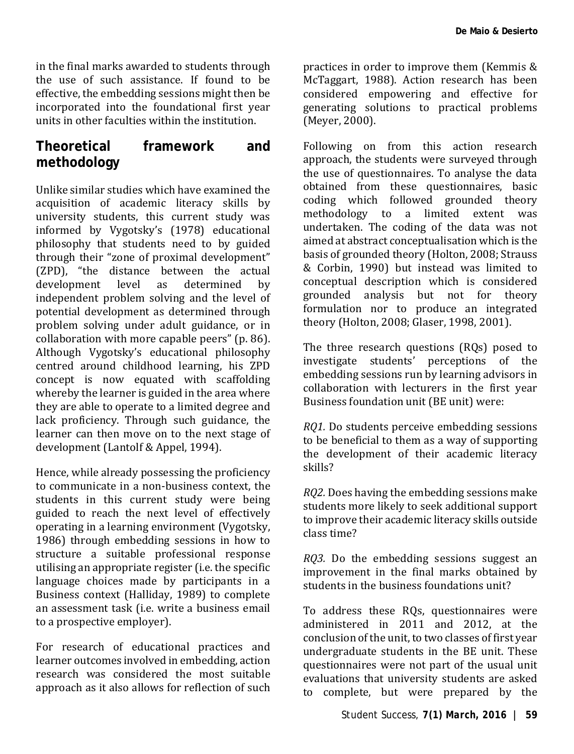in the final marks awarded to students through the use of such assistance. If found to be effective, the embedding sessions might then be incorporated into the foundational first year units in other faculties within the institution.

## Theoretical framework and methodology

Unlike similar studies which have examined the acquisition of academic literacy skills by university students, this current study was informed by Vygotsky's (1978) educational philosophy that students need to by guided through their "zone of proximal development" (ZPD), "the distance between the actual development level as determined by independent problem solving and the level of potential development as determined through problem solving under adult guidance, or in collaboration with more capable peers" (p. 86). Although Vygotsky's educational philosophy centred around childhood learning, his ZPD concept is now equated with scaffolding whereby the learner is guided in the area where they are able to operate to a limited degree and lack proficiency. Through such guidance, the learner can then move on to the next stage of development (Lantolf & Appel, 1994).

Hence, while already possessing the proficiency to communicate in a non-business context, the students in this current study were being guided to reach the next level of effectively operating in a learning environment (Vygotsky, 1986) through embedding sessions in how to structure a suitable professional response utilising an appropriate register (i.e. the specific language choices made by participants in a Business context (Halliday, 1989) to complete an assessment task (i.e. write a business email to a prospective employer).

For research of educational practices and learner outcomes involved in embedding, action research was considered the most suitable approach as it also allows for reflection of such practices in order to improve them (Kemmis & McTaggart, 1988). Action research has been considered empowering and effective for generating solutions to practical problems (Meyer, 2000).

Following on from this action research approach, the students were surveyed through the use of questionnaires. To analyse the data obtained from these questionnaires, basic coding which followed grounded theory methodology to a limited extent was undertaken. The coding of the data was not aimed at abstract conceptualisation which is the basis of grounded theory (Holton, 2008; Strauss & Corbin, 1990) but instead was limited to conceptual description which is considered grounded analysis but not for theory formulation nor to produce an integrated theory (Holton, 2008; Glaser, 1998, 2001).

The three research questions (RQs) posed to investigate students' perceptions of the embedding sessions run by learning advisors in collaboration with lecturers in the first year Business foundation unit (BE unit) were:

*RQ1.* Do students perceive embedding sessions to be beneficial to them as a way of supporting the development of their academic literacy skills?

*RQ2.* Does having the embedding sessions make students more likely to seek additional support to improve their academic literacy skills outside class time?

*RQ3.* Do the embedding sessions suggest an improvement in the final marks obtained by students in the business foundations unit?

To address these RQs, questionnaires were administered in 2011 and 2012, at the conclusion of the unit, to two classes of first year undergraduate students in the BE unit. These questionnaires were not part of the usual unit evaluations that university students are asked to complete, but were prepared by the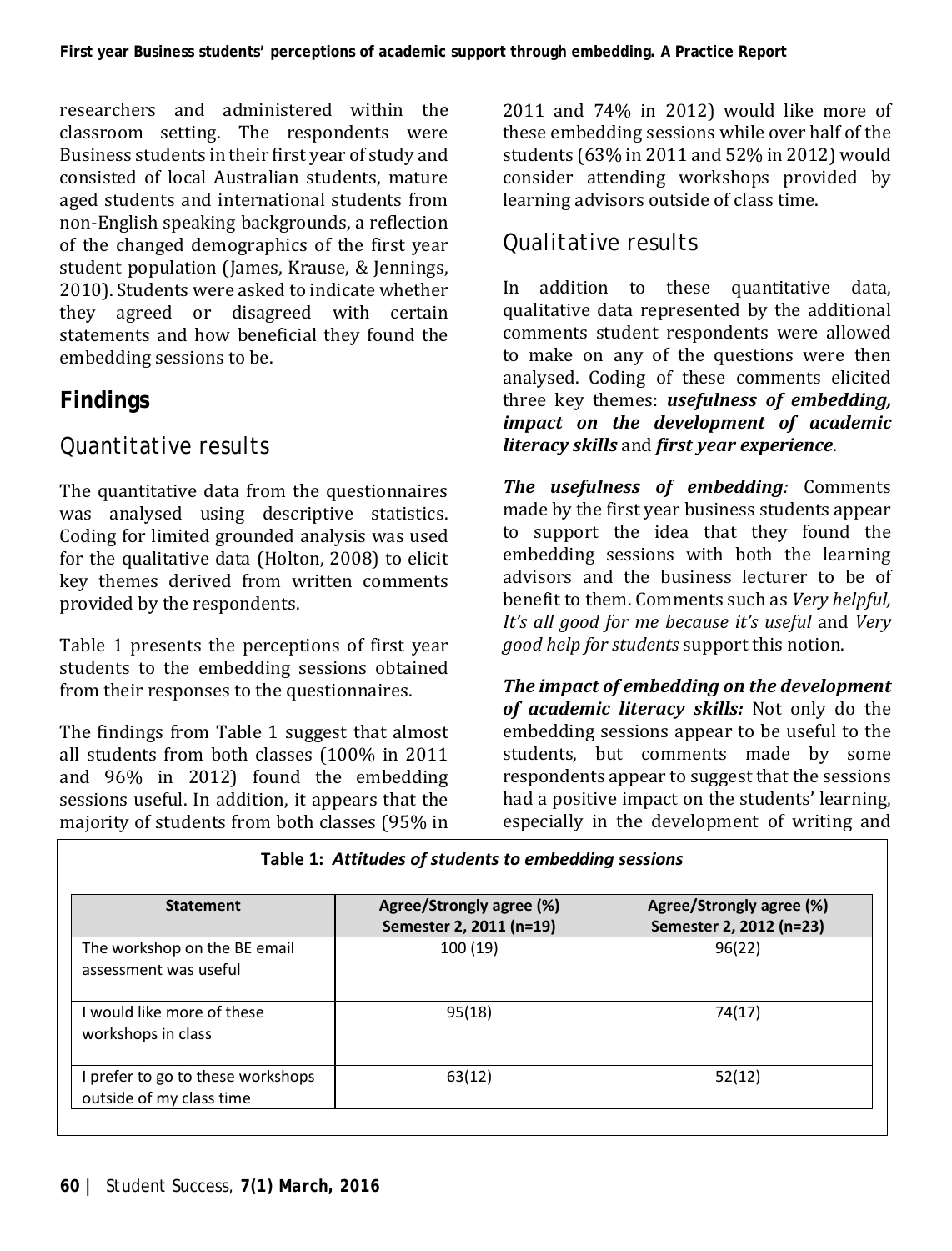researchers and administered within the classroom setting. The respondents were Business students in their first year of study and consisted of local Australian students, mature aged students and international students from non-English speaking backgrounds, a reflection of the changed demographics of the first year student population (James, Krause, & Jennings, 2010). Students were asked to indicate whether they agreed or disagreed with certain statements and how beneficial they found the embedding sessions to be.

## Findings

### Quantitative results

The quantitative data from the questionnaires was analysed using descriptive statistics. Coding for limited grounded analysis was used for the qualitative data (Holton, 2008) to elicit key themes derived from written comments provided by the respondents.

Table 1 presents the perceptions of first year students to the embedding sessions obtained from their responses to the questionnaires.

The findings from Table 1 suggest that almost all students from both classes (100% in 2011 and 96% in 2012) found the embedding sessions useful. In addition, it appears that the majority of students from both classes (95% in 2011 and 74% in 2012) would like more of these embedding sessions while over half of the students (63% in 2011 and 52% in 2012) would consider attending workshops provided by learning advisors outside of class time.

### Qualitative results

In addition to these quantitative data, qualitative data represented by the additional comments student respondents were allowed to make on any of the questions were then analysed. Coding of these comments elicited three key themes: ***usefulness of embedding, impact on the development of academic literacy skills*** and ***first year experience***.

***The usefulness of embedding****:* Comments made by the first year business students appear to support the idea that they found the embedding sessions with both the learning advisors and the business lecturer to be of benefit to them. Comments such as *Very helpful, It's all good for me because it's useful* and *Very good help for students* support this notion.

***The impact of embedding on the development of academic literacy skills:*** Not only do the embedding sessions appear to be useful to the students, but comments made by some respondents appear to suggest that the sessions had a positive impact on the students' learning, especially in the development of writing and

**Table 1:** ***Attitudes of students to embedding sessions***

| Statement | Agree/Strongly agree (%) Semester 2, 2011 (n=19) | Agree/Strongly agree (%) Semester 2, 2012 (n=23) |
|---|---|---|
| The workshop on the BE email assessment was useful | 100 (19) | 96(22) |
| I would like more of these workshops in class | 95(18) | 74(17) |
| I prefer to go to these workshops outside of my class time | 63(12) | 52(12) |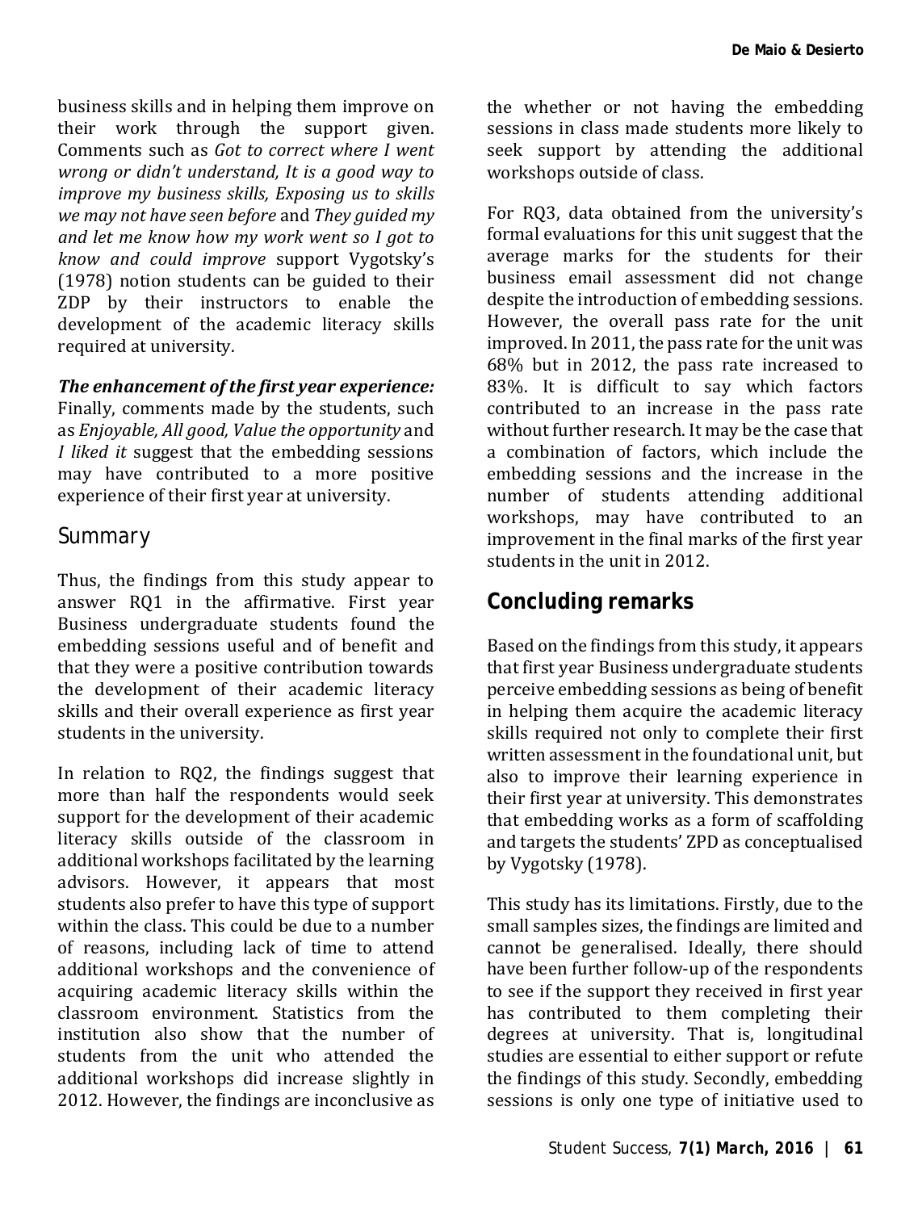business skills and in helping them improve on their work through the support given. Comments such as *Got to correct where I went wrong or didn't understand, It is a good way to improve my business skills, Exposing us to skills we may not have seen before* and *They guided my and let me know how my work went so I got to know and could improve* support Vygotsky's (1978) notion students can be guided to their ZDP by their instructors to enable the development of the academic literacy skills required at university.

***The enhancement of the first year experience:*** Finally, comments made by the students, such as *Enjoyable, All good, Value the opportunity* and *I liked it* suggest that the embedding sessions may have contributed to a more positive experience of their first year at university.

### Summary

Thus, the findings from this study appear to answer RQ1 in the affirmative. First year Business undergraduate students found the embedding sessions useful and of benefit and that they were a positive contribution towards the development of their academic literacy skills and their overall experience as first year students in the university.

In relation to RQ2, the findings suggest that more than half the respondents would seek support for the development of their academic literacy skills outside of the classroom in additional workshops facilitated by the learning advisors. However, it appears that most students also prefer to have this type of support within the class. This could be due to a number of reasons, including lack of time to attend additional workshops and the convenience of acquiring academic literacy skills within the classroom environment. Statistics from the institution also show that the number of students from the unit who attended the additional workshops did increase slightly in 2012. However, the findings are inconclusive as the whether or not having the embedding sessions in class made students more likely to seek support by attending the additional workshops outside of class.

For RQ3, data obtained from the university's formal evaluations for this unit suggest that the average marks for the students for their business email assessment did not change despite the introduction of embedding sessions. However, the overall pass rate for the unit improved. In 2011, the pass rate for the unit was 68% but in 2012, the pass rate increased to 83%. It is difficult to say which factors contributed to an increase in the pass rate without further research. It may be the case that a combination of factors, which include the embedding sessions and the increase in the number of students attending additional workshops, may have contributed to an improvement in the final marks of the first year students in the unit in 2012.

## Concluding remarks

Based on the findings from this study, it appears that first year Business undergraduate students perceive embedding sessions as being of benefit in helping them acquire the academic literacy skills required not only to complete their first written assessment in the foundational unit, but also to improve their learning experience in their first year at university. This demonstrates that embedding works as a form of scaffolding and targets the students' ZPD as conceptualised by Vygotsky (1978).

This study has its limitations. Firstly, due to the small samples sizes, the findings are limited and cannot be generalised. Ideally, there should have been further follow-up of the respondents to see if the support they received in first year has contributed to them completing their degrees at university. That is, longitudinal studies are essential to either support or refute the findings of this study. Secondly, embedding sessions is only one type of initiative used to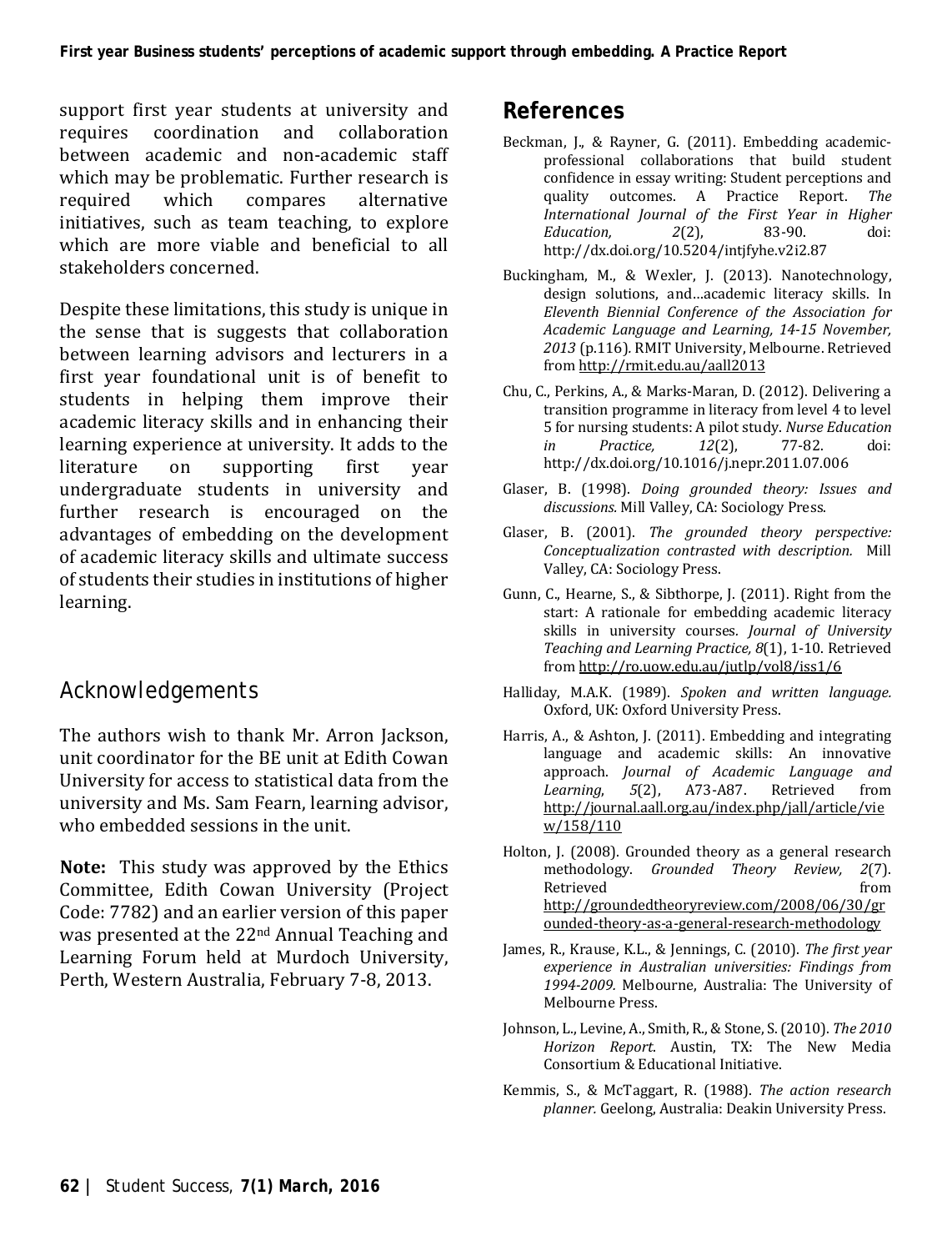support first year students at university and requires coordination and collaboration between academic and non-academic staff which may be problematic. Further research is required which compares alternative initiatives, such as team teaching, to explore which are more viable and beneficial to all stakeholders concerned.

Despite these limitations, this study is unique in the sense that is suggests that collaboration between learning advisors and lecturers in a first year foundational unit is of benefit to students in helping them improve their academic literacy skills and in enhancing their learning experience at university. It adds to the literature on supporting first year undergraduate students in university and further research is encouraged on the advantages of embedding on the development of academic literacy skills and ultimate success of students their studies in institutions of higher learning.

## Acknowledgements

The authors wish to thank Mr. Arron Jackson, unit coordinator for the BE unit at Edith Cowan University for access to statistical data from the university and Ms. Sam Fearn, learning advisor, who embedded sessions in the unit.

**Note:** This study was approved by the Ethics Committee, Edith Cowan University (Project Code: 7782) and an earlier version of this paper was presented at the 22nd Annual Teaching and Learning Forum held at Murdoch University, Perth, Western Australia, February 7-8, 2013.

## References

Beckman, J., & Rayner, G. (2011). Embedding academic-professional collaborations that build student confidence in essay writing: Student perceptions and quality outcomes. A Practice Report. *The International Journal of the First Year in Higher Education, 2*(2), 83-90. doi: http://dx.doi.org/10.5204/intjfyhe.v2i2.87

Buckingham, M., & Wexler, J. (2013). Nanotechnology, design solutions, and…academic literacy skills. In *Eleventh Biennial Conference of the Association for Academic Language and Learning, 14-15 November, 2013* (p.116). RMIT University, Melbourne. Retrieved from http://rmit.edu.au/aall2013

Chu, C., Perkins, A., & Marks-Maran, D. (2012). Delivering a transition programme in literacy from level 4 to level 5 for nursing students: A pilot study. *Nurse Education in Practice, 12*(2), 77-82. doi: http://dx.doi.org/10.1016/j.nepr.2011.07.006

Glaser, B. (1998). *Doing grounded theory: Issues and discussions*. Mill Valley, CA: Sociology Press.

Glaser, B. (2001). *The grounded theory perspective: Conceptualization contrasted with description.* Mill Valley, CA: Sociology Press.

Gunn, C., Hearne, S., & Sibthorpe, J. (2011). Right from the start: A rationale for embedding academic literacy skills in university courses. *Journal of University Teaching and Learning Practice, 8*(1), 1-10. Retrieved from http://ro.uow.edu.au/jutlp/vol8/iss1/6

Halliday, M.A.K. (1989). *Spoken and written language.* Oxford, UK: Oxford University Press.

Harris, A., & Ashton, J. (2011). Embedding and integrating language and academic skills: An innovative approach. *Journal of Academic Language and Learning*, *5*(2), A73-A87. Retrieved from http://journal.aall.org.au/index.php/jall/article/view/158/110

Holton, J. (2008). Grounded theory as a general research methodology. *Grounded Theory Review, 2*(7). Retrieved from http://groundedtheoryreview.com/2008/06/30/grounded-theory-as-a-general-research-methodology

James, R., Krause, K.L., & Jennings, C. (2010). *The first year experience in Australian universities: Findings from 1994-2009.* Melbourne, Australia: The University of Melbourne Press.

Johnson, L., Levine, A., Smith, R., & Stone, S. (2010). *The 2010 Horizon Report*. Austin, TX: The New Media Consortium & Educational Initiative.

Kemmis, S., & McTaggart, R. (1988). *The action research planner.* Geelong, Australia: Deakin University Press.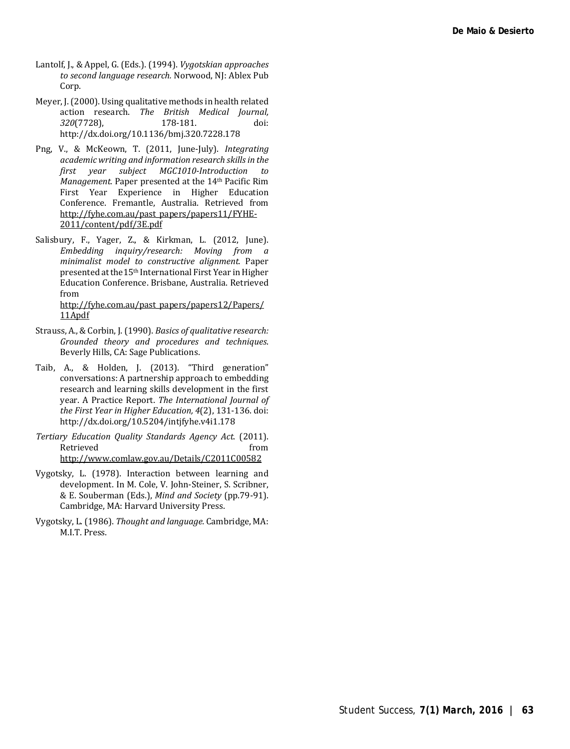Lantolf, J., & Appel, G. (Eds.). (1994). *Vygotskian approaches to second language research.* Norwood, NJ: Ablex Pub Corp.

Meyer, J. (2000). Using qualitative methods in health related action research. *The British Medical Journal, 320*(7728), 178-181. doi: http://dx.doi.org/10.1136/bmj.320.7228.178

Png, V., & McKeown, T. (2011, June-July). *Integrating academic writing and information research skills in the first year subject MGC1010-Introduction to Management.* Paper presented at the 14th Pacific Rim First Year Experience in Higher Education Conference. Fremantle, Australia. Retrieved from http://fyhe.com.au/past_papers/papers11/FYHE-2011/content/pdf/3E.pdf

Salisbury, F., Yager, Z., & Kirkman, L. (2012, June). *Embedding inquiry/research: Moving from a minimalist model to constructive alignment.* Paper presented at the 15th International First Year in Higher Education Conference. Brisbane, Australia. Retrieved from http://fyhe.com.au/past_papers/papers12/Papers/11Apdf

Strauss, A., & Corbin, J. (1990). *Basics of qualitative research: Grounded theory and procedures and techniques*. Beverly Hills, CA: Sage Publications.

Taib, A., & Holden, J. (2013). "Third generation" conversations: A partnership approach to embedding research and learning skills development in the first year. A Practice Report. *The International Journal of the First Year in Higher Education, 4*(2), 131-136. doi: http://dx.doi.org/10.5204/intjfyhe.v4i1.178

*Tertiary Education Quality Standards Agency Act*. (2011). Retrieved from http://www.comlaw.gov.au/Details/C2011C00582

Vygotsky, L. (1978). Interaction between learning and development. In M. Cole, V. John-Steiner, S. Scribner, & E. Souberman (Eds.), *Mind and Society* (pp.79-91). Cambridge, MA: Harvard University Press.

Vygotsky, L. (1986). *Thought and language.* Cambridge, MA: M.I.T. Press.